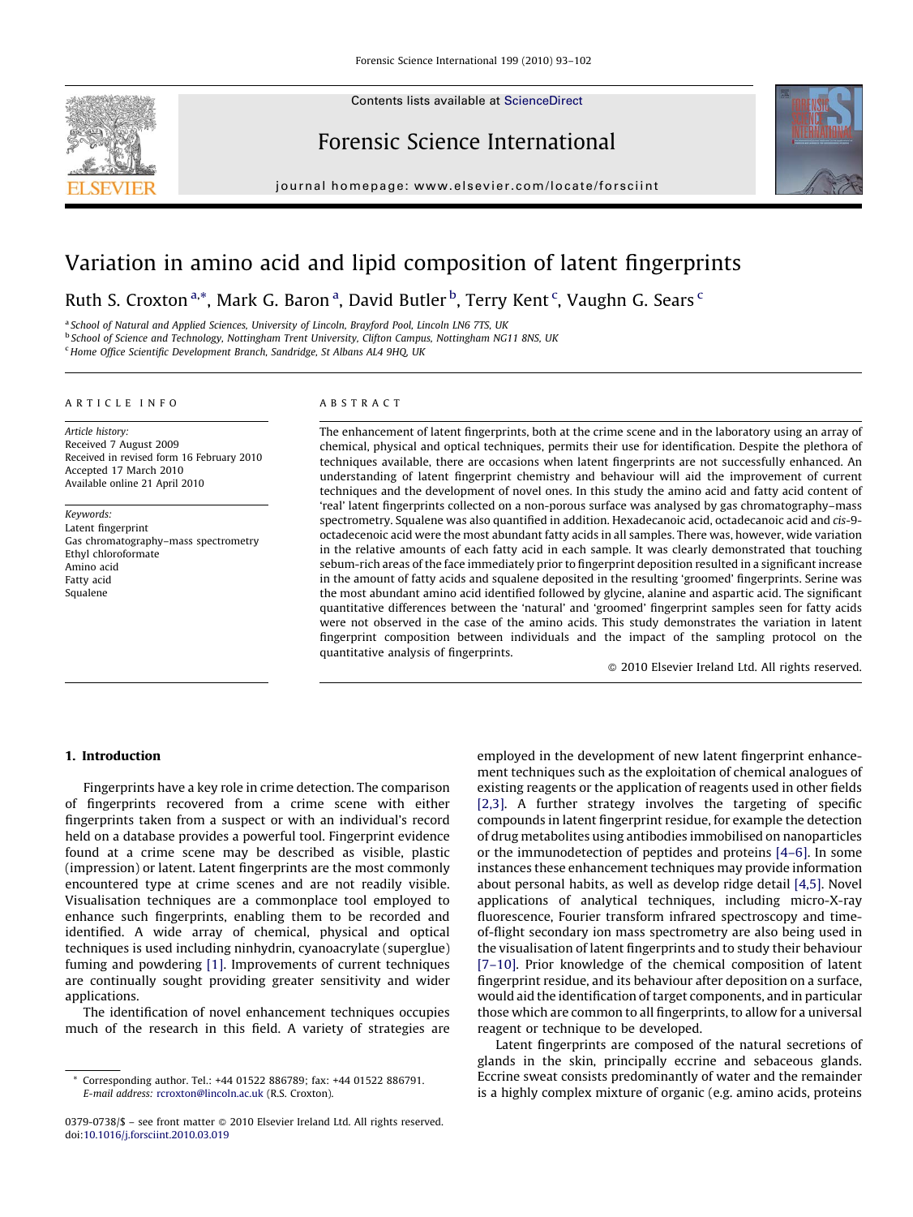# Variation in amino acid and lipid composition of latent fingerprints

Ruth S. Croxton [a,*], Mark G. Baron [a], David Butler [b], Terry Kent [c], Vaughn G. Sears [c]

[a] School of Natural and Applied Sciences, University of Lincoln, Brayford Pool, Lincoln LN6 7TS, UK
[b] School of Science and Technology, Nottingham Trent University, Clifton Campus, Nottingham NG11 8NS, UK
[c] Home Office Scientific Development Branch, Sandridge, St Albans AL4 9HQ, UK

## ARTICLE INFO

*Article history:*
Received 7 August 2009
Received in revised form 16 February 2010
Accepted 17 March 2010
Available online 21 April 2010

*Keywords:*
Latent fingerprint
Gas chromatography–mass spectrometry
Ethyl chloroformate
Amino acid
Fatty acid
Squalene

## ABSTRACT

The enhancement of latent fingerprints, both at the crime scene and in the laboratory using an array of chemical, physical and optical techniques, permits their use for identification. Despite the plethora of techniques available, there are occasions when latent fingerprints are not successfully enhanced. An understanding of latent fingerprint chemistry and behaviour will aid the improvement of current techniques and the development of novel ones. In this study the amino acid and fatty acid content of 'real' latent fingerprints collected on a non-porous surface was analysed by gas chromatography–mass spectrometry. Squalene was also quantified in addition. Hexadecanoic acid, octadecanoic acid and *cis*-9-octadecenoic acid were the most abundant fatty acids in all samples. There was, however, wide variation in the relative amounts of each fatty acid in each sample. It was clearly demonstrated that touching sebum-rich areas of the face immediately prior to fingerprint deposition resulted in a significant increase in the amount of fatty acids and squalene deposited in the resulting 'groomed' fingerprints. Serine was the most abundant amino acid identified followed by glycine, alanine and aspartic acid. The significant quantitative differences between the 'natural' and 'groomed' fingerprint samples seen for fatty acids were not observed in the case of the amino acids. This study demonstrates the variation in latent fingerprint composition between individuals and the impact of the sampling protocol on the quantitative analysis of fingerprints.

© 2010 Elsevier Ireland Ltd. All rights reserved.

## 1. Introduction

Fingerprints have a key role in crime detection. The comparison of fingerprints recovered from a crime scene with either fingerprints taken from a suspect or with an individual's record held on a database provides a powerful tool. Fingerprint evidence found at a crime scene may be described as visible, plastic (impression) or latent. Latent fingerprints are the most commonly encountered type at crime scenes and are not readily visible. Visualisation techniques are a commonplace tool employed to enhance such fingerprints, enabling them to be recorded and identified. A wide array of chemical, physical and optical techniques is used including ninhydrin, cyanoacrylate (superglue) fuming and powdering [1]. Improvements of current techniques are continually sought providing greater sensitivity and wider applications.

The identification of novel enhancement techniques occupies much of the research in this field. A variety of strategies are employed in the development of new latent fingerprint enhancement techniques such as the exploitation of chemical analogues of existing reagents or the application of reagents used in other fields [2,3]. A further strategy involves the targeting of specific compounds in latent fingerprint residue, for example the detection of drug metabolites using antibodies immobilised on nanoparticles or the immunodetection of peptides and proteins [4–6]. In some instances these enhancement techniques may provide information about personal habits, as well as develop ridge detail [4,5]. Novel applications of analytical techniques, including micro-X-ray fluorescence, Fourier transform infrared spectroscopy and time-of-flight secondary ion mass spectrometry are also being used in the visualisation of latent fingerprints and to study their behaviour [7–10]. Prior knowledge of the chemical composition of latent fingerprint residue, and its behaviour after deposition on a surface, would aid the identification of target components, and in particular those which are common to all fingerprints, to allow for a universal reagent or technique to be developed.

Latent fingerprints are composed of the natural secretions of glands in the skin, principally eccrine and sebaceous glands. Eccrine sweat consists predominantly of water and the remainder is a highly complex mixture of organic (e.g. amino acids, proteins

* Corresponding author. Tel.: +44 01522 886789; fax: +44 01522 886791. E-mail address: rcroxton@lincoln.ac.uk (R.S. Croxton).

0379-0738/$ – see front matter © 2010 Elsevier Ireland Ltd. All rights reserved.
doi:10.1016/j.forsciint.2010.03.019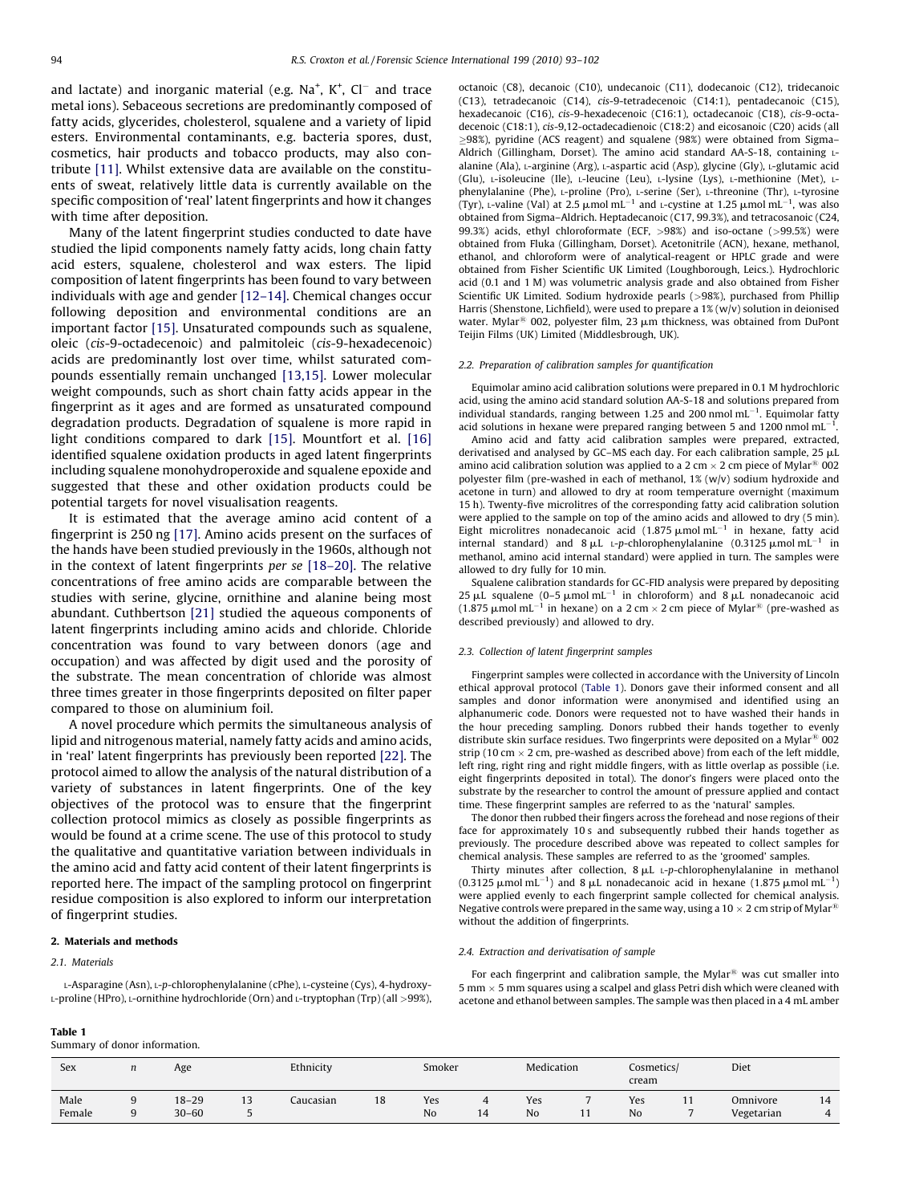and lactate) and inorganic material (e.g. $Na^+$, $K^+$, $Cl^-$ and trace metal ions). Sebaceous secretions are predominantly composed of fatty acids, glycerides, cholesterol, squalene and a variety of lipid esters. Environmental contaminants, e.g. bacteria spores, dust, cosmetics, hair products and tobacco products, may also contribute [11]. Whilst extensive data are available on the constituents of sweat, relatively little data is currently available on the specific composition of 'real' latent fingerprints and how it changes with time after deposition.

Many of the latent fingerprint studies conducted to date have studied the lipid components namely fatty acids, long chain fatty acid esters, squalene, cholesterol and wax esters. The lipid composition of latent fingerprints has been found to vary between individuals with age and gender [12–14]. Chemical changes occur following deposition and environmental conditions are an important factor [15]. Unsaturated compounds such as squalene, oleic (*cis*-9-octadecenoic) and palmitoleic (*cis*-9-hexadecenoic) acids are predominantly lost over time, whilst saturated compounds essentially remain unchanged [13,15]. Lower molecular weight compounds, such as short chain fatty acids appear in the fingerprint as it ages and are formed as unsaturated compound degradation products. Degradation of squalene is more rapid in light conditions compared to dark [15]. Mountfort et al. [16] identified squalene oxidation products in aged latent fingerprints including squalene monohydroperoxide and squalene epoxide and suggested that these and other oxidation products could be potential targets for novel visualisation reagents.

It is estimated that the average amino acid content of a fingerprint is 250 ng [17]. Amino acids present on the surfaces of the hands have been studied previously in the 1960s, although not in the context of latent fingerprints *per se* [18–20]. The relative concentrations of free amino acids are comparable between the studies with serine, glycine, ornithine and alanine being most abundant. Cuthbertson [21] studied the aqueous components of latent fingerprints including amino acids and chloride. Chloride concentration was found to vary between donors (age and occupation) and was affected by digit used and the porosity of the substrate. The mean concentration of chloride was almost three times greater in those fingerprints deposited on filter paper compared to those on aluminium foil.

A novel procedure which permits the simultaneous analysis of lipid and nitrogenous material, namely fatty acids and amino acids, in 'real' latent fingerprints has previously been reported [22]. The protocol aimed to allow the analysis of the natural distribution of a variety of substances in latent fingerprints. One of the key objectives of the protocol was to ensure that the fingerprint collection protocol mimics as closely as possible fingerprints as would be found at a crime scene. The use of this protocol to study the qualitative and quantitative variation between individuals in the amino acid and fatty acid content of their latent fingerprints is reported here. The impact of the sampling protocol on fingerprint residue composition is also explored to inform our interpretation of fingerprint studies.

## 2. Materials and methods

### 2.1. Materials

L-Asparagine (Asn), L-*p*-chlorophenylalanine (cPhe), L-cysteine (Cys), 4-hydroxy-L-proline (HPro), L-ornithine hydrochloride (Orn) and L-tryptophan (Trp) (all >99%), octanoic (C8), decanoic (C10), undecanoic (C11), dodecanoic (C12), tridecanoic (C13), tetradecanoic (C14), *cis*-9-tetradecenoic (C14:1), pentadecanoic (C15), hexadecanoic (C16), *cis*-9-hexadecenoic (C16:1), octadecanoic (C18), *cis*-9-octadecenoic (C18:1), *cis*-9,12-octadecadienoic (C18:2) and eicosanoic (C20) acids (all ≥98%), pyridine (ACS reagent) and squalene (98%) were obtained from Sigma–Aldrich (Gillingham, Dorset). The amino acid standard AA-S-18, containing L-alanine (Ala), L-arginine (Arg), L-aspartic acid (Asp), glycine (Gly), L-glutamic acid (Glu), L-isoleucine (Ile), L-leucine (Leu), L-lysine (Lys), L-methionine (Met), L-phenylalanine (Phe), L-proline (Pro), L-serine (Ser), L-threonine (Thr), L-tyrosine (Tyr), L-valine (Val) at 2.5 μmol $mL^{-1}$ and L-cystine at 1.25 μmol $mL^{-1}$, was also obtained from Sigma–Aldrich. Heptadecanoic (C17, 99.3%), and tetracosanoic (C24, 99.3%) acids, ethyl chloroformate (ECF, >98%) and iso-octane (>99.5%) were obtained from Fluka (Gillingham, Dorset). Acetonitrile (ACN), hexane, methanol, ethanol, and chloroform were of analytical-reagent or HPLC grade and were obtained from Fisher Scientific UK Limited (Loughborough, Leics.). Hydrochloric acid (0.1 and 1 M) was volumetric analysis grade and also obtained from Fisher Scientific UK Limited. Sodium hydroxide pearls (>98%), purchased from Phillip Harris (Shenstone, Lichfield), were used to prepare a 1% (w/v) solution in deionised water. Mylar® 002, polyester film, 23 μm thickness, was obtained from DuPont Teijin Films (UK) Limited (Middlesbrough, UK).

### 2.2. Preparation of calibration samples for quantification

Equimolar amino acid calibration solutions were prepared in 0.1 M hydrochloric acid, using the amino acid standard solution AA-S-18 and solutions prepared from individual standards, ranging between 1.25 and 200 nmol $mL^{-1}$. Equimolar fatty acid solutions in hexane were prepared ranging between 5 and 1200 nmol $mL^{-1}$.

Amino acid and fatty acid calibration samples were prepared, extracted, derivatised and analysed by GC–MS each day. For each calibration sample, 25 μL amino acid calibration solution was applied to a 2 cm × 2 cm piece of Mylar® 002 polyester film (pre-washed in each of methanol, 1% (w/v) sodium hydroxide and acetone in turn) and allowed to dry at room temperature overnight (maximum 15 h). Twenty-five microlitres of the corresponding fatty acid calibration solution were applied to the sample on top of the amino acids and allowed to dry (5 min). Eight microlitres nonadecanoic acid (1.875 μmol $mL^{-1}$ in hexane, fatty acid internal standard) and 8 μL L-*p*-chlorophenylalanine (0.3125 μmol $mL^{-1}$ in methanol, amino acid internal standard) were applied in turn. The samples were allowed to dry fully for 10 min.

Squalene calibration standards for GC-FID analysis were prepared by depositing 25 μL squalene (0–5 μmol $mL^{-1}$ in chloroform) and 8 μL nonadecanoic acid (1.875 μmol $mL^{-1}$ in hexane) on a 2 cm × 2 cm piece of Mylar® (pre-washed as described previously) and allowed to dry.

### 2.3. Collection of latent fingerprint samples

Fingerprint samples were collected in accordance with the University of Lincoln ethical approval protocol (Table 1). Donors gave their informed consent and all samples and donor information were anonymised and identified using an alphanumeric code. Donors were requested not to have washed their hands in the hour preceding sampling. Donors rubbed their hands together to evenly distribute skin surface residues. Two fingerprints were deposited on a Mylar® 002 strip (10 cm × 2 cm, pre-washed as described above) from each of the left middle, left ring, right ring and right middle fingers, with as little overlap as possible (i.e. eight fingerprints deposited in total). The donor's fingers were placed onto the substrate by the researcher to control the amount of pressure applied and contact time. These fingerprint samples are referred to as the 'natural' samples.

The donor then rubbed their fingers across the forehead and nose regions of their face for approximately 10 s and subsequently rubbed their hands together as previously. The procedure described above was repeated to collect samples for chemical analysis. These samples are referred to as the 'groomed' samples.

Thirty minutes after collection, 8 μL L-*p*-chlorophenylalanine in methanol (0.3125 μmol $mL^{-1}$) and 8 μL nonadecanoic acid in hexane (1.875 μmol $mL^{-1}$) were applied evenly to each fingerprint sample collected for chemical analysis. Negative controls were prepared in the same way, using a 10 × 2 cm strip of Mylar® without the addition of fingerprints.

### 2.4. Extraction and derivatisation of sample

For each fingerprint and calibration sample, the Mylar® was cut smaller into 5 mm × 5 mm squares using a scalpel and glass Petri dish which were cleaned with acetone and ethanol between samples. The sample was then placed in a 4 mL amber

**Table 1**
Summary of donor information.

| Sex | *n* | Age | | Ethnicity | | Smoker | | Medication | | Cosmetics/cream | | Diet | |
|---|---|---|---|---|---|---|---|---|---|---|---|---|---|
| Male | 9 | 18–29 | 13 | Caucasian | 18 | Yes | 4 | Yes | 7 | Yes | 11 | Omnivore | 14 |
| Female | 9 | 30–60 | 5 | | | No | 14 | No | 11 | No | 7 | Vegetarian | 4 |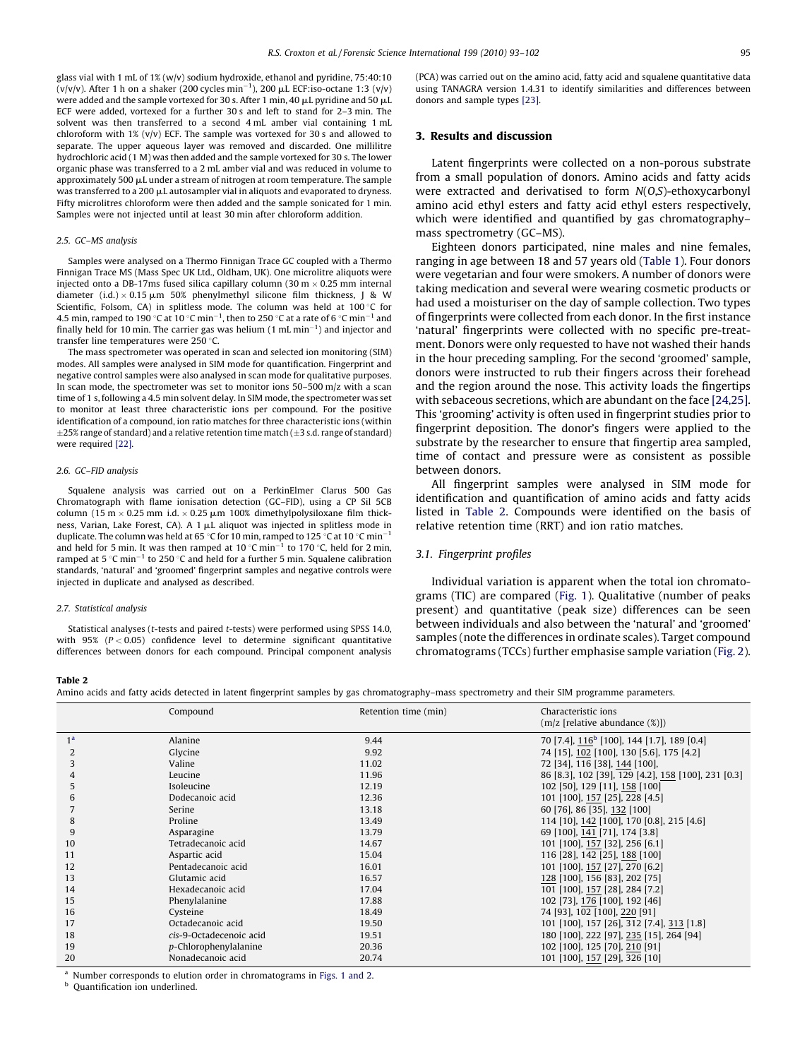glass vial with 1 mL of 1% (w/v) sodium hydroxide, ethanol and pyridine, 75:40:10 (v/v/v). After 1 h on a shaker (200 cycles min$^{-1}$), 200 μL ECF:iso-octane 1:3 (v/v) were added and the sample vortexed for 30 s. After 1 min, 40 μL pyridine and 50 μL ECF were added, vortexed for a further 30 s and left to stand for 2–3 min. The solvent was then transferred to a second 4 mL amber vial containing 1 mL chloroform with 1% (v/v) ECF. The sample was vortexed for 30 s and allowed to separate. The upper aqueous layer was removed and discarded. One millilitre hydrochloric acid (1 M) was then added and the sample vortexed for 30 s. The lower organic phase was transferred to a 2 mL amber vial and was reduced in volume to approximately 500 μL under a stream of nitrogen at room temperature. The sample was transferred to a 200 μL autosampler vial in aliquots and evaporated to dryness. Fifty microlitres chloroform were then added and the sample sonicated for 1 min. Samples were not injected until at least 30 min after chloroform addition.

### 2.5. GC–MS analysis

Samples were analysed on a Thermo Finnigan Trace GC coupled with a Thermo Finnigan Trace MS (Mass Spec UK Ltd., Oldham, UK). One microlitre aliquots were injected onto a DB-17ms fused silica capillary column (30 m × 0.25 mm internal diameter (i.d.) × 0.15 μm 50% phenylmethyl silicone film thickness, J & W Scientific, Folsom, CA) in splitless mode. The column was held at 100 °C for 4.5 min, ramped to 190 °C at 10 °C min$^{-1}$, then to 250 °C at a rate of 6 °C min$^{-1}$ and finally held for 10 min. The carrier gas was helium (1 mL min$^{-1}$) and injector and transfer line temperatures were 250 °C.

The mass spectrometer was operated in scan and selected ion monitoring (SIM) modes. All samples were analysed in SIM mode for quantification. Fingerprint and negative control samples were also analysed in scan mode for qualitative purposes. In scan mode, the spectrometer was set to monitor ions 50–500 m/z with a scan time of 1 s, following a 4.5 min solvent delay. In SIM mode, the spectrometer was set to monitor at least three characteristic ions per compound. For the positive identification of a compound, ion ratio matches for three characteristic ions (within ±25% range of standard) and a relative retention time match (±3 s.d. range of standard) were required [22].

### 2.6. GC–FID analysis

Squalene analysis was carried out on a PerkinElmer Clarus 500 Gas Chromatograph with flame ionisation detection (GC–FID), using a CP Sil 5CB column (15 m × 0.25 mm i.d. × 0.25 μm 100% dimethylpolysiloxane film thickness, Varian, Lake Forest, CA). A 1 μL aliquot was injected in splitless mode in duplicate. The column was held at 65 °C for 10 min, ramped to 125 °C at 10 °C min$^{-1}$ and held for 5 min. It was then ramped at 10 °C min$^{-1}$ to 170 °C, held for 2 min, ramped at 5 °C min$^{-1}$ to 250 °C and held for a further 5 min. Squalene calibration standards, 'natural' and 'groomed' fingerprint samples and negative controls were injected in duplicate and analysed as described.

### 2.7. Statistical analysis

Statistical analyses (*t*-tests and paired *t*-tests) were performed using SPSS 14.0, with 95% ($P < 0.05$) confidence level to determine significant quantitative differences between donors for each compound. Principal component analysis (PCA) was carried out on the amino acid, fatty acid and squalene quantitative data using TANAGRA version 1.4.31 to identify similarities and differences between donors and sample types [23].

## 3. Results and discussion

Latent fingerprints were collected on a non-porous substrate from a small population of donors. Amino acids and fatty acids were extracted and derivatised to form *N*(*O*,*S*)-ethoxycarbonyl amino acid ethyl esters and fatty acid ethyl esters respectively, which were identified and quantified by gas chromatography–mass spectrometry (GC–MS).

Eighteen donors participated, nine males and nine females, ranging in age between 18 and 57 years old (Table 1). Four donors were vegetarian and four were smokers. A number of donors were taking medication and several were wearing cosmetic products or had used a moisturiser on the day of sample collection. Two types of fingerprints were collected from each donor. In the first instance 'natural' fingerprints were collected with no specific pre-treatment. Donors were only requested to have not washed their hands in the hour preceding sampling. For the second 'groomed' sample, donors were instructed to rub their fingers across their forehead and the region around the nose. This activity loads the fingertips with sebaceous secretions, which are abundant on the face [24,25]. This 'grooming' activity is often used in fingerprint studies prior to fingerprint deposition. The donor's fingers were applied to the substrate by the researcher to ensure that fingertip area sampled, time of contact and pressure were as consistent as possible between donors.

All fingerprint samples were analysed in SIM mode for identification and quantification of amino acids and fatty acids listed in Table 2. Compounds were identified on the basis of relative retention time (RRT) and ion ratio matches.

### 3.1. Fingerprint profiles

Individual variation is apparent when the total ion chromatograms (TIC) are compared (Fig. 1). Qualitative (number of peaks present) and quantitative (peak size) differences can be seen between individuals and also between the 'natural' and 'groomed' samples (note the differences in ordinate scales). Target compound chromatograms (TCCs) further emphasise sample variation (Fig. 2).

**Table 2**
Amino acids and fatty acids detected in latent fingerprint samples by gas chromatography–mass spectrometry and their SIM programme parameters.

| | Compound | Retention time (min) | Characteristic ions (m/z [relative abundance (%)]) |
|---|---|---|---|
| 1[a] | Alanine | 9.44 | 70 [7.4], <u>116</u>[b] [100], 144 [1.7], 189 [0.4] |
| 2 | Glycine | 9.92 | 74 [15], <u>102</u> [100], 130 [5.6], 175 [4.2] |
| 3 | Valine | 11.02 | 72 [34], 116 [38], <u>144</u> [100], |
| 4 | Leucine | 11.96 | 86 [8.3], 102 [39], 129 [4.2], <u>158</u> [100], 231 [0.3] |
| 5 | Isoleucine | 12.19 | 102 [50], 129 [11], <u>158</u> [100] |
| 6 | Dodecanoic acid | 12.36 | 101 [100], <u>157</u> [25], 228 [4.5] |
| 7 | Serine | 13.18 | 60 [76], 86 [35], <u>132</u> [100] |
| 8 | Proline | 13.49 | 114 [10], <u>142</u> [100], 170 [0.8], 215 [4.6] |
| 9 | Asparagine | 13.79 | 69 [100], <u>141</u> [71], 174 [3.8] |
| 10 | Tetradecanoic acid | 14.67 | 101 [100], <u>157</u> [32], 256 [6.1] |
| 11 | Aspartic acid | 15.04 | 116 [28], 142 [25], <u>188</u> [100] |
| 12 | Pentadecanoic acid | 16.01 | 101 [100], <u>157</u> [27], 270 [6.2] |
| 13 | Glutamic acid | 16.57 | <u>128</u> [100], 156 [83], 202 [75] |
| 14 | Hexadecanoic acid | 17.04 | <u>101</u> [100], <u>157</u> [28], 284 [7.2] |
| 15 | Phenylalanine | 17.88 | 102 [73], <u>176</u> [100], 192 [46] |
| 16 | Cysteine | 18.49 | 74 [93], 102 [100], <u>220</u> [91] |
| 17 | Octadecanoic acid | 19.50 | 101 [100], 157 [26], 312 [7.4], <u>313</u> [1.8] |
| 18 | *cis*-9-Octadecenoic acid | 19.51 | 180 [100], 222 [97], <u>235</u> [15], 264 [94] |
| 19 | *p*-Chlorophenylalanine | 20.36 | 102 [100], 125 [70], <u>210</u> [91] |
| 20 | Nonadecanoic acid | 20.74 | 101 [100], <u>157</u> [29], 326 [10] |

[a] Number corresponds to elution order in chromatograms in Figs. 1 and 2.
[b] Quantification ion underlined.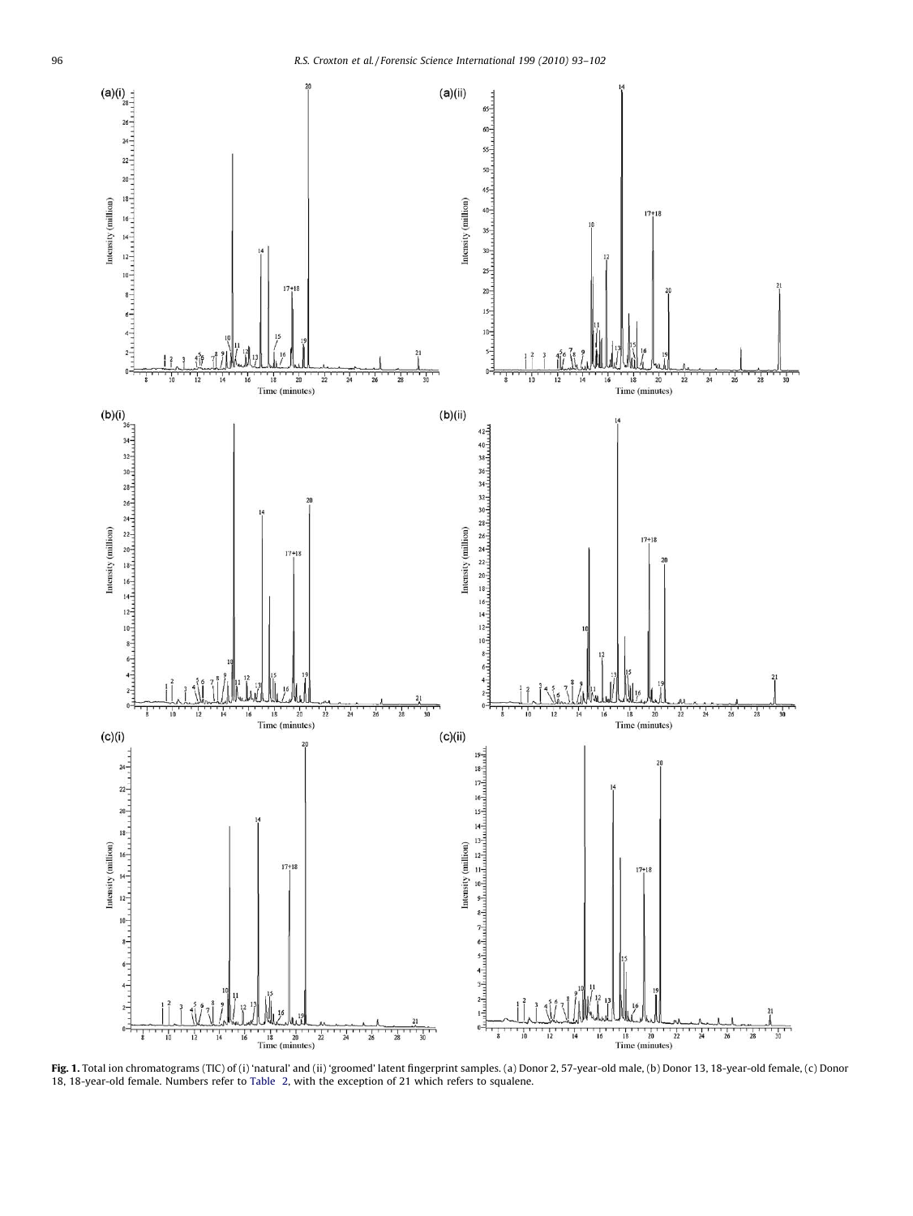(a)(i)

Intensity (million)

Time (minutes)

(a)(ii)

Intensity (million)

Time (minutes)

(b)(i)

Intensity (million)

Time (minutes)

(b)(ii)

Intensity (million)

Time (minutes)

(c)(i)

Intensity (million)

Time (minutes)

(c)(ii)

Intensity (million)

Time (minutes)

**Fig. 1.** Total ion chromatograms (TIC) of (i) 'natural' and (ii) 'groomed' latent fingerprint samples. (a) Donor 2, 57-year-old male, (b) Donor 13, 18-year-old female, (c) Donor 18, 18-year-old female. Numbers refer to Table 2, with the exception of 21 which refers to squalene.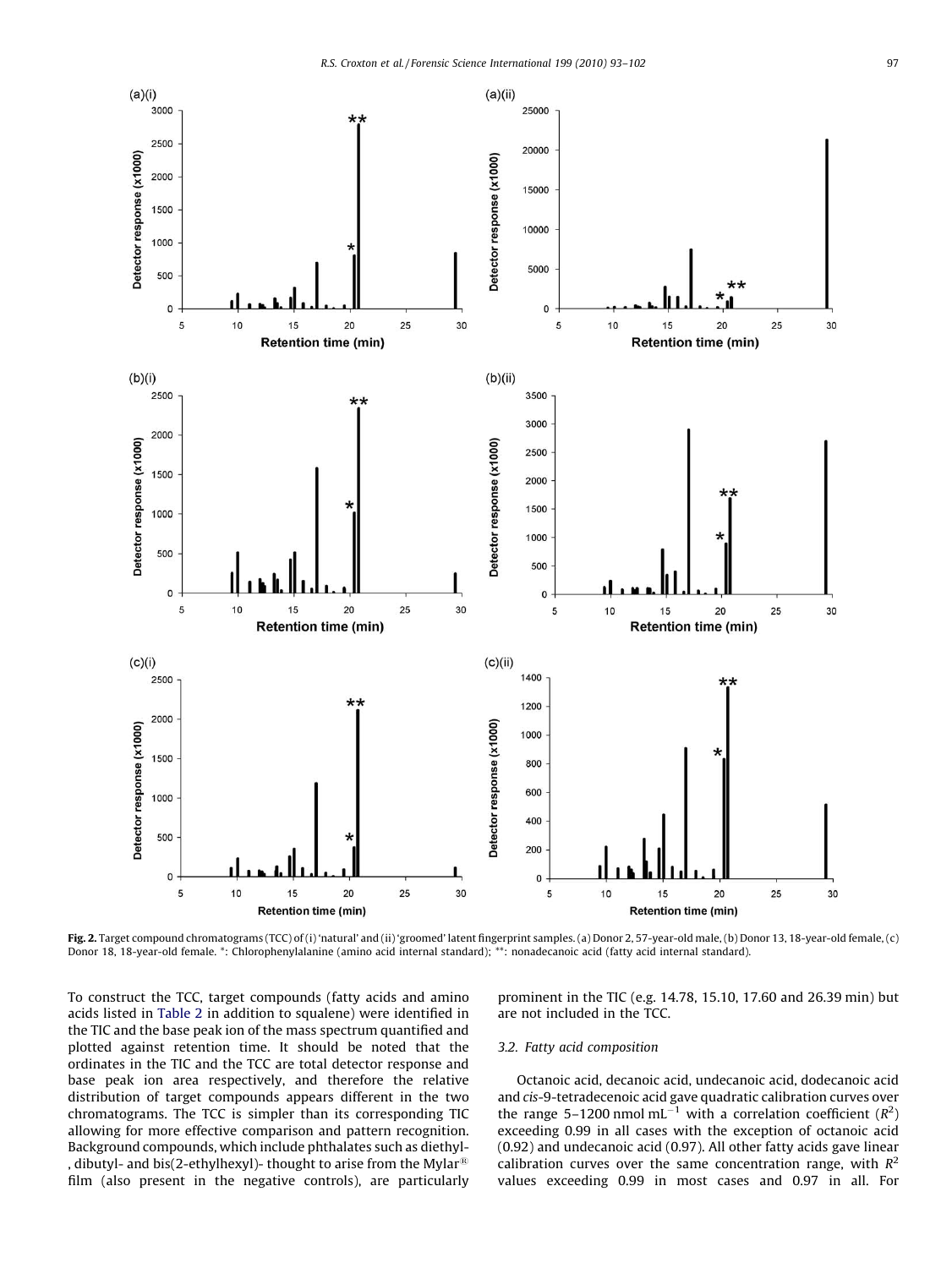(a)(i)

Detector response (x1000)

3000, 2500, 2000, 1500, 1000, 500, 0

5, 10, 15, 20, 25, 30

Retention time (min)

**, *

(a)(ii)

Detector response (x1000)

25000, 20000, 15000, 10000, 5000, 0

5, 10, 15, 20, 25, 30

Retention time (min)

*, **

(b)(i)

Detector response (x1000)

2500, 2000, 1500, 1000, 500, 0

5, 10, 15, 20, 25, 30

Retention time (min)

**, *

(b)(ii)

Detector response (x1000)

3500, 3000, 2500, 2000, 1500, 1000, 500, 0

5, 10, 15, 20, 25, 30

Retention time (min)

**, *

(c)(i)

Detector response (x1000)

2500, 2000, 1500, 1000, 500, 0

5, 10, 15, 20, 25, 30

Retention time (min)

**, *

(c)(ii)

Detector response (x1000)

1400, 1200, 1000, 800, 600, 400, 200, 0

5, 10, 15, 20, 25, 30

Retention time (min)

**, *

**Fig. 2.** Target compound chromatograms (TCC) of (i) 'natural' and (ii) 'groomed' latent fingerprint samples. (a) Donor 2, 57-year-old male, (b) Donor 13, 18-year-old female, (c) Donor 18, 18-year-old female. *: Chlorophenylalanine (amino acid internal standard); **: nonadecanoic acid (fatty acid internal standard).

To construct the TCC, target compounds (fatty acids and amino acids listed in Table 2 in addition to squalene) were identified in the TIC and the base peak ion of the mass spectrum quantified and plotted against retention time. It should be noted that the ordinates in the TIC and the TCC are total detector response and base peak ion area respectively, and therefore the relative distribution of target compounds appears different in the two chromatograms. The TCC is simpler than its corresponding TIC allowing for more effective comparison and pattern recognition. Background compounds, which include phthalates such as diethyl-, dibutyl- and bis(2-ethylhexyl)- thought to arise from the Mylar® film (also present in the negative controls), are particularly prominent in the TIC (e.g. 14.78, 15.10, 17.60 and 26.39 min) but are not included in the TCC.

### 3.2. Fatty acid composition

Octanoic acid, decanoic acid, undecanoic acid, dodecanoic acid and *cis*-9-tetradecenoic acid gave quadratic calibration curves over the range 5–1200 nmol mL$^{-1}$ with a correlation coefficient ($R^2$) exceeding 0.99 in all cases with the exception of octanoic acid (0.92) and undecanoic acid (0.97). All other fatty acids gave linear calibration curves over the same concentration range, with $R^2$ values exceeding 0.99 in most cases and 0.97 in all. For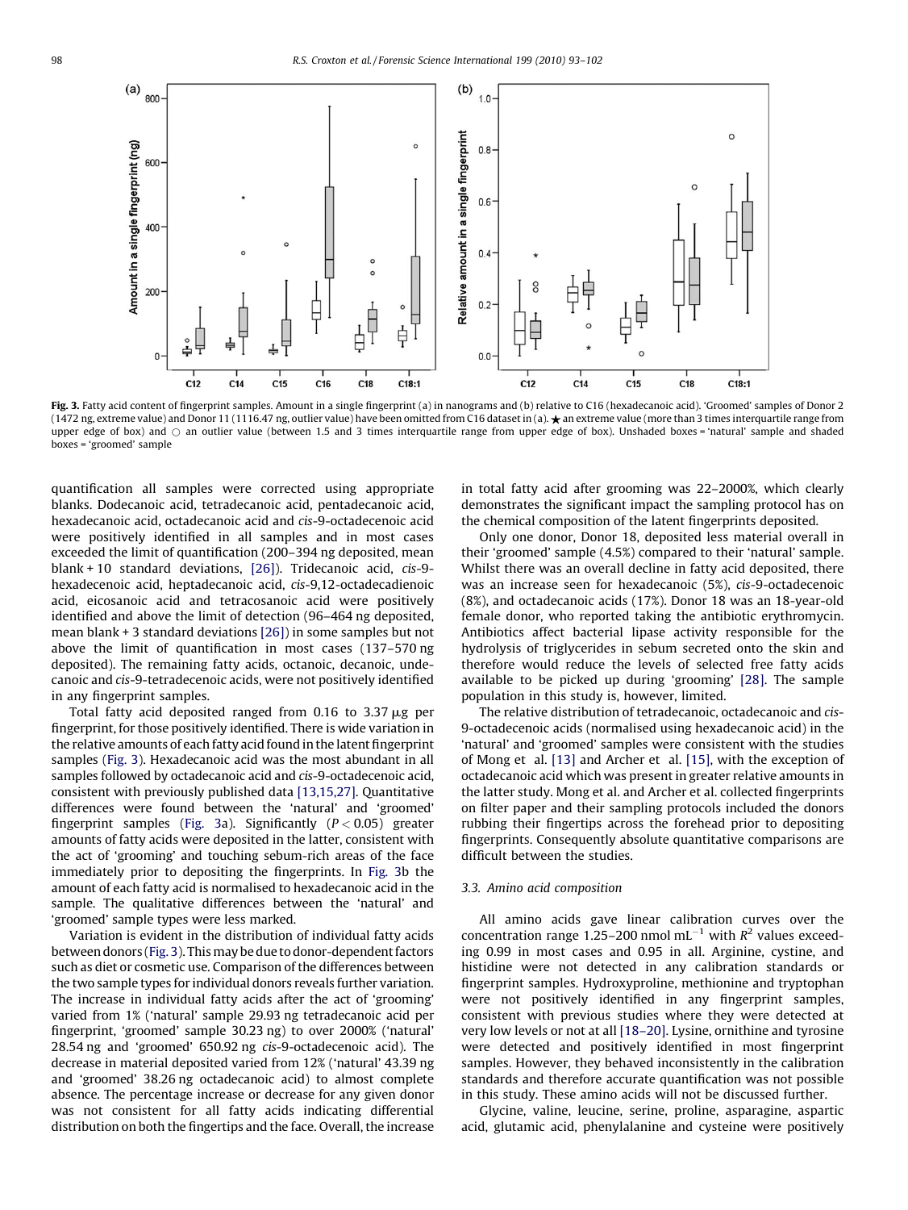(a)

800

600

400

200

0

Amount in a single fingerprint (ng)

C12 C14 C15 C16 C18 C18:1

(b)

1.0

0.8

0.6

0.4

0.2

0.0

Relative amount in a single fingerprint

C12 C14 C15 C18 C18:1

**Fig. 3.** Fatty acid content of fingerprint samples. Amount in a single fingerprint (a) in nanograms and (b) relative to C16 (hexadecanoic acid). 'Groomed' samples of Donor 2 (1472 ng, extreme value) and Donor 11 (1116.47 ng, outlier value) have been omitted from C16 dataset in (a). ★ an extreme value (more than 3 times interquartile range from upper edge of box) and ○ an outlier value (between 1.5 and 3 times interquartile range from upper edge of box). Unshaded boxes = 'natural' sample and shaded boxes = 'groomed' sample

quantification all samples were corrected using appropriate blanks. Dodecanoic acid, tetradecanoic acid, pentadecanoic acid, hexadecanoic acid, octadecanoic acid and *cis*-9-octadecenoic acid were positively identified in all samples and in most cases exceeded the limit of quantification (200–394 ng deposited, mean blank + 10 standard deviations, [26]). Tridecanoic acid, *cis*-9-hexadecenoic acid, heptadecanoic acid, *cis*-9,12-octadecadienoic acid, eicosanoic acid and tetracosanoic acid were positively identified and above the limit of detection (96–464 ng deposited, mean blank + 3 standard deviations [26]) in some samples but not above the limit of quantification in most cases (137–570 ng deposited). The remaining fatty acids, octanoic, decanoic, undecanoic and *cis*-9-tetradecenoic acids, were not positively identified in any fingerprint samples.

Total fatty acid deposited ranged from 0.16 to 3.37 μg per fingerprint, for those positively identified. There is wide variation in the relative amounts of each fatty acid found in the latent fingerprint samples (Fig. 3). Hexadecanoic acid was the most abundant in all samples followed by octadecanoic acid and *cis*-9-octadecenoic acid, consistent with previously published data [13,15,27]. Quantitative differences were found between the 'natural' and 'groomed' fingerprint samples (Fig. 3a). Significantly ($P < 0.05$) greater amounts of fatty acids were deposited in the latter, consistent with the act of 'grooming' and touching sebum-rich areas of the face immediately prior to depositing the fingerprints. In Fig. 3b the amount of each fatty acid is normalised to hexadecanoic acid in the sample. The qualitative differences between the 'natural' and 'groomed' sample types were less marked.

Variation is evident in the distribution of individual fatty acids between donors (Fig. 3). This may be due to donor-dependent factors such as diet or cosmetic use. Comparison of the differences between the two sample types for individual donors reveals further variation. The increase in individual fatty acids after the act of 'grooming' varied from 1% ('natural' sample 29.93 ng tetradecanoic acid per fingerprint, 'groomed' sample 30.23 ng) to over 2000% ('natural' 28.54 ng and 'groomed' 650.92 ng *cis*-9-octadecenoic acid). The decrease in material deposited varied from 12% ('natural' 43.39 ng and 'groomed' 38.26 ng octadecanoic acid) to almost complete absence. The percentage increase or decrease for any given donor was not consistent for all fatty acids indicating differential distribution on both the fingertips and the face. Overall, the increase in total fatty acid after grooming was 22–2000%, which clearly demonstrates the significant impact the sampling protocol has on the chemical composition of the latent fingerprints deposited.

Only one donor, Donor 18, deposited less material overall in their 'groomed' sample (4.5%) compared to their 'natural' sample. Whilst there was an overall decline in fatty acid deposited, there was an increase seen for hexadecanoic (5%), *cis*-9-octadecenoic (8%), and octadecanoic acids (17%). Donor 18 was an 18-year-old female donor, who reported taking the antibiotic erythromycin. Antibiotics affect bacterial lipase activity responsible for the hydrolysis of triglycerides in sebum secreted onto the skin and therefore would reduce the levels of selected free fatty acids available to be picked up during 'grooming' [28]. The sample population in this study is, however, limited.

The relative distribution of tetradecanoic, octadecanoic and *cis*-9-octadecenoic acids (normalised using hexadecanoic acid) in the 'natural' and 'groomed' samples were consistent with the studies of Mong et al. [13] and Archer et al. [15], with the exception of octadecanoic acid which was present in greater relative amounts in the latter study. Mong et al. and Archer et al. collected fingerprints on filter paper and their sampling protocols included the donors rubbing their fingertips across the forehead prior to depositing fingerprints. Consequently absolute quantitative comparisons are difficult between the studies.

### 3.3. Amino acid composition

All amino acids gave linear calibration curves over the concentration range 1.25–200 nmol mL$^{-1}$ with $R^2$ values exceeding 0.99 in most cases and 0.95 in all. Arginine, cystine, and histidine were not detected in any calibration standards or fingerprint samples. Hydroxyproline, methionine and tryptophan were not positively identified in any fingerprint samples, consistent with previous studies where they were detected at very low levels or not at all [18–20]. Lysine, ornithine and tyrosine were detected and positively identified in most fingerprint samples. However, they behaved inconsistently in the calibration standards and therefore accurate quantification was not possible in this study. These amino acids will not be discussed further.

Glycine, valine, leucine, serine, proline, asparagine, aspartic acid, glutamic acid, phenylalanine and cysteine were positively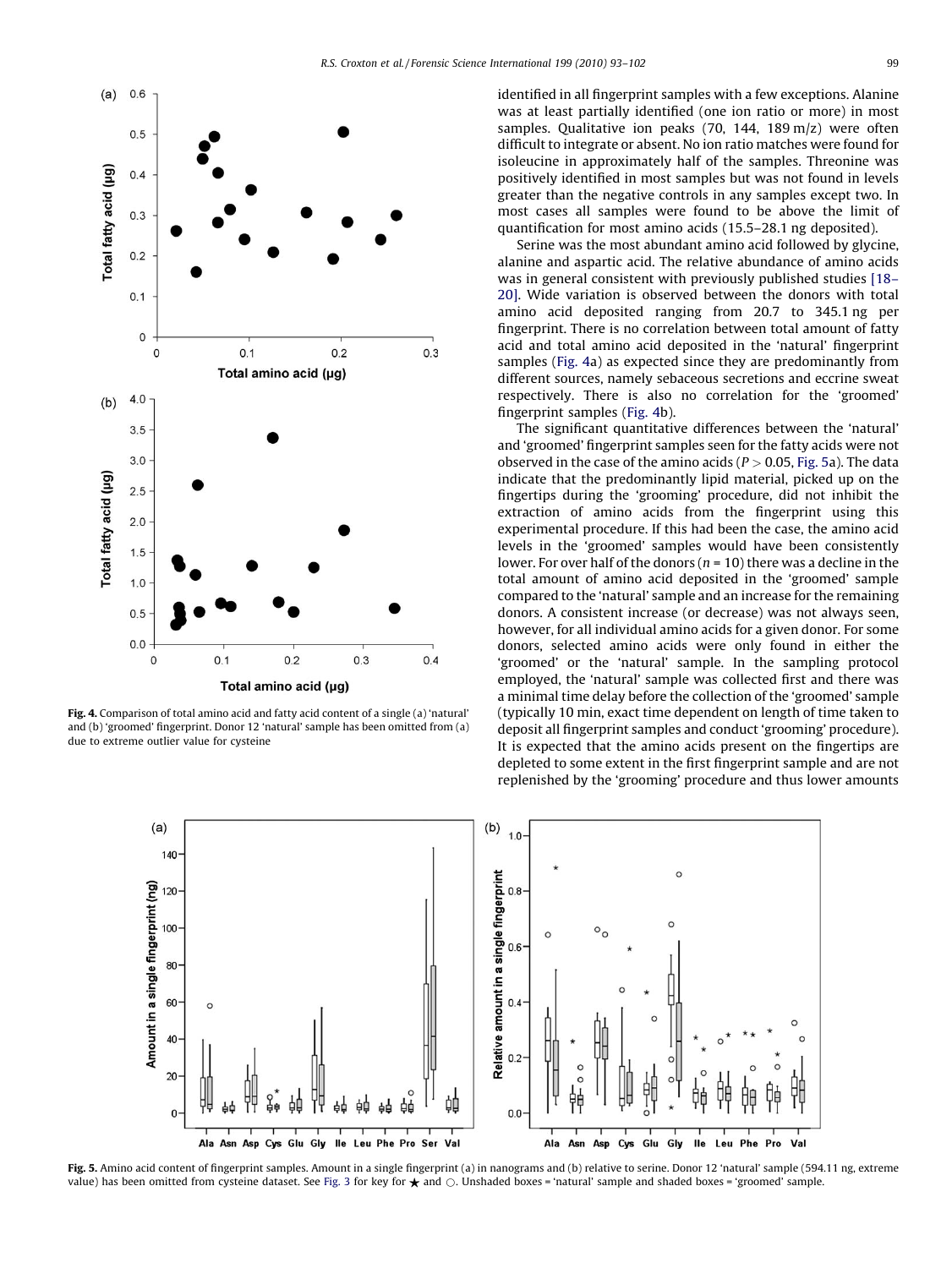(a)

0.6
0.5
0.4
0.3
0.2
0.1
0

Total fatty acid (µg)

0 0.1 0.2 0.3

Total amino acid (µg)

(b)

4.0
3.5
3.0
2.5
2.0
1.5
1.0
0.5
0.0

Total fatty acid (µg)

0 0.1 0.2 0.3 0.4

Total amino acid (µg)

**Fig. 4.** Comparison of total amino acid and fatty acid content of a single (a) 'natural' and (b) 'groomed' fingerprint. Donor 12 'natural' sample has been omitted from (a) due to extreme outlier value for cysteine

identified in all fingerprint samples with a few exceptions. Alanine was at least partially identified (one ion ratio or more) in most samples. Qualitative ion peaks (70, 144, 189 m/z) were often difficult to integrate or absent. No ion ratio matches were found for isoleucine in approximately half of the samples. Threonine was positively identified in most samples but was not found in levels greater than the negative controls in any samples except two. In most cases all samples were found to be above the limit of quantification for most amino acids (15.5–28.1 ng deposited).

Serine was the most abundant amino acid followed by glycine, alanine and aspartic acid. The relative abundance of amino acids was in general consistent with previously published studies [18–20]. Wide variation is observed between the donors with total amino acid deposited ranging from 20.7 to 345.1 ng per fingerprint. There is no correlation between total amount of fatty acid and total amino acid deposited in the 'natural' fingerprint samples (Fig. 4a) as expected since they are predominantly from different sources, namely sebaceous secretions and eccrine sweat respectively. There is also no correlation for the 'groomed' fingerprint samples (Fig. 4b).

The significant quantitative differences between the 'natural' and 'groomed' fingerprint samples seen for the fatty acids were not observed in the case of the amino acids ($P > 0.05$, Fig. 5a). The data indicate that the predominantly lipid material, picked up on the fingertips during the 'grooming' procedure, did not inhibit the extraction of amino acids from the fingerprint using this experimental procedure. If this had been the case, the amino acid levels in the 'groomed' samples would have been consistently lower. For over half of the donors ($n = 10$) there was a decline in the total amount of amino acid deposited in the 'groomed' sample compared to the 'natural' sample and an increase for the remaining donors. A consistent increase (or decrease) was not always seen, however, for all individual amino acids for a given donor. For some donors, selected amino acids were only found in either the 'groomed' or the 'natural' sample. In the sampling protocol employed, the 'natural' sample was collected first and there was a minimal time delay before the collection of the 'groomed' sample (typically 10 min, exact time dependent on length of time taken to deposit all fingerprint samples and conduct 'grooming' procedure). It is expected that the amino acids present on the fingertips are depleted to some extent in the first fingerprint sample and are not replenished by the 'grooming' procedure and thus lower amounts

(a)

140
120
100
80
60
40
20
0

Amount in a single fingerprint (ng)

Ala Asn Asp Cys Glu Gly Ile Leu Phe Pro Ser Val

(b)

1.0
0.8
0.6
0.4
0.2
0.0

Relative amount in a single fingerprint

Ala Asn Asp Cys Glu Gly Ile Leu Phe Pro Val

**Fig. 5.** Amino acid content of fingerprint samples. Amount in a single fingerprint (a) in nanograms and (b) relative to serine. Donor 12 'natural' sample (594.11 ng, extreme value) has been omitted from cysteine dataset. See Fig. 3 for key for ★ and ○. Unshaded boxes = 'natural' sample and shaded boxes = 'groomed' sample.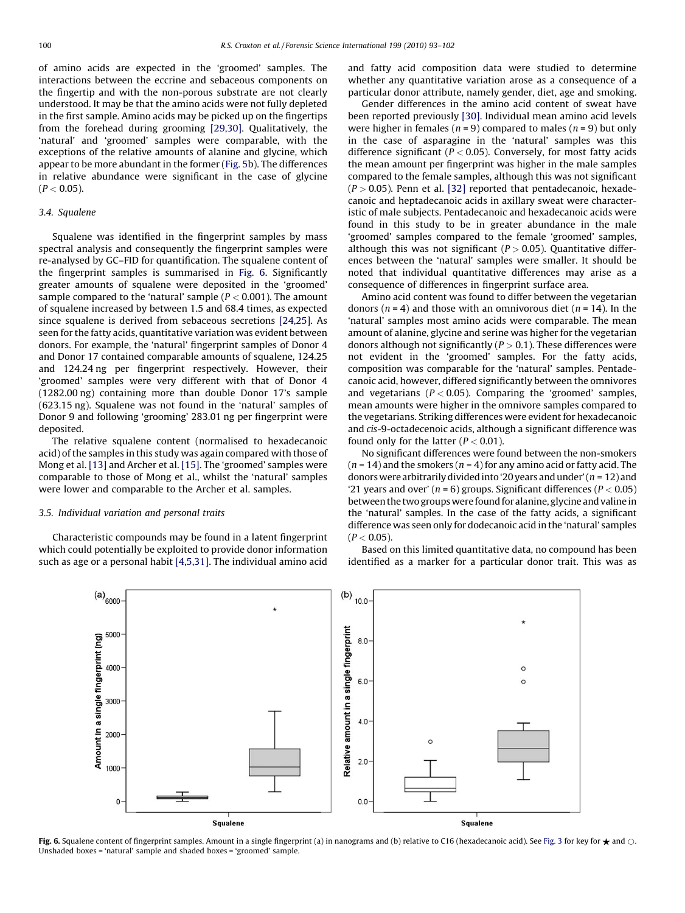of amino acids are expected in the 'groomed' samples. The interactions between the eccrine and sebaceous components on the fingertip and with the non-porous substrate are not clearly understood. It may be that the amino acids were not fully depleted in the first sample. Amino acids may be picked up on the fingertips from the forehead during grooming [29,30]. Qualitatively, the 'natural' and 'groomed' samples were comparable, with the exceptions of the relative amounts of alanine and glycine, which appear to be more abundant in the former (Fig. 5b). The differences in relative abundance were significant in the case of glycine ($P < 0.05$).

### 3.4. Squalene

Squalene was identified in the fingerprint samples by mass spectral analysis and consequently the fingerprint samples were re-analysed by GC–FID for quantification. The squalene content of the fingerprint samples is summarised in Fig. 6. Significantly greater amounts of squalene were deposited in the 'groomed' sample compared to the 'natural' sample ($P < 0.001$). The amount of squalene increased by between 1.5 and 68.4 times, as expected since squalene is derived from sebaceous secretions [24,25]. As seen for the fatty acids, quantitative variation was evident between donors. For example, the 'natural' fingerprint samples of Donor 4 and Donor 17 contained comparable amounts of squalene, 124.25 and 124.24 ng per fingerprint respectively. However, their 'groomed' samples were very different with that of Donor 4 (1282.00 ng) containing more than double Donor 17's sample (623.15 ng). Squalene was not found in the 'natural' samples of Donor 9 and following 'grooming' 283.01 ng per fingerprint were deposited.

The relative squalene content (normalised to hexadecanoic acid) of the samples in this study was again compared with those of Mong et al. [13] and Archer et al. [15]. The 'groomed' samples were comparable to those of Mong et al., whilst the 'natural' samples were lower and comparable to the Archer et al. samples.

### 3.5. Individual variation and personal traits

Characteristic compounds may be found in a latent fingerprint which could potentially be exploited to provide donor information such as age or a personal habit [4,5,31]. The individual amino acid and fatty acid composition data were studied to determine whether any quantitative variation arose as a consequence of a particular donor attribute, namely gender, diet, age and smoking.

Gender differences in the amino acid content of sweat have been reported previously [30]. Individual mean amino acid levels were higher in females ($n = 9$) compared to males ($n = 9$) but only in the case of asparagine in the 'natural' samples was this difference significant ($P < 0.05$). Conversely, for most fatty acids the mean amount per fingerprint was higher in the male samples compared to the female samples, although this was not significant ($P > 0.05$). Penn et al. [32] reported that pentadecanoic, hexadecanoic and heptadecanoic acids in axillary sweat were characteristic of male subjects. Pentadecanoic and hexadecanoic acids were found in this study to be in greater abundance in the male 'groomed' samples compared to the female 'groomed' samples, although this was not significant ($P > 0.05$). Quantitative differences between the 'natural' samples were smaller. It should be noted that individual quantitative differences may arise as a consequence of differences in fingerprint surface area.

Amino acid content was found to differ between the vegetarian donors ($n = 4$) and those with an omnivorous diet ($n = 14$). In the 'natural' samples most amino acids were comparable. The mean amount of alanine, glycine and serine was higher for the vegetarian donors although not significantly ($P > 0.1$). These differences were not evident in the 'groomed' samples. For the fatty acids, composition was comparable for the 'natural' samples. Pentadecanoic acid, however, differed significantly between the omnivores and vegetarians ($P < 0.05$). Comparing the 'groomed' samples, mean amounts were higher in the omnivore samples compared to the vegetarians. Striking differences were evident for hexadecanoic and *cis*-9-octadecenoic acids, although a significant difference was found only for the latter ($P < 0.01$).

No significant differences were found between the non-smokers ($n = 14$) and the smokers ($n = 4$) for any amino acid or fatty acid. The donors were arbitrarily divided into '20 years and under' ($n = 12$) and '21 years and over' ($n = 6$) groups. Significant differences ($P < 0.05$) between the two groups were found for alanine, glycine and valine in the 'natural' samples. In the case of the fatty acids, a significant difference was seen only for dodecanoic acid in the 'natural' samples ($P < 0.05$).

Based on this limited quantitative data, no compound has been identified as a marker for a particular donor trait. This was as

(a)
Amount in a single fingerprint (ng)
0
1000
2000
3000
4000
5000
6000
Squalene

(b)
Relative amount in a single fingerprint
0.0
2.0
4.0
6.0
8.0
10.0
Squalene

Fig. 6. Squalene content of fingerprint samples. Amount in a single fingerprint (a) in nanograms and (b) relative to C16 (hexadecanoic acid). See Fig. 3 for key for ★ and ○. Unshaded boxes = 'natural' sample and shaded boxes = 'groomed' sample.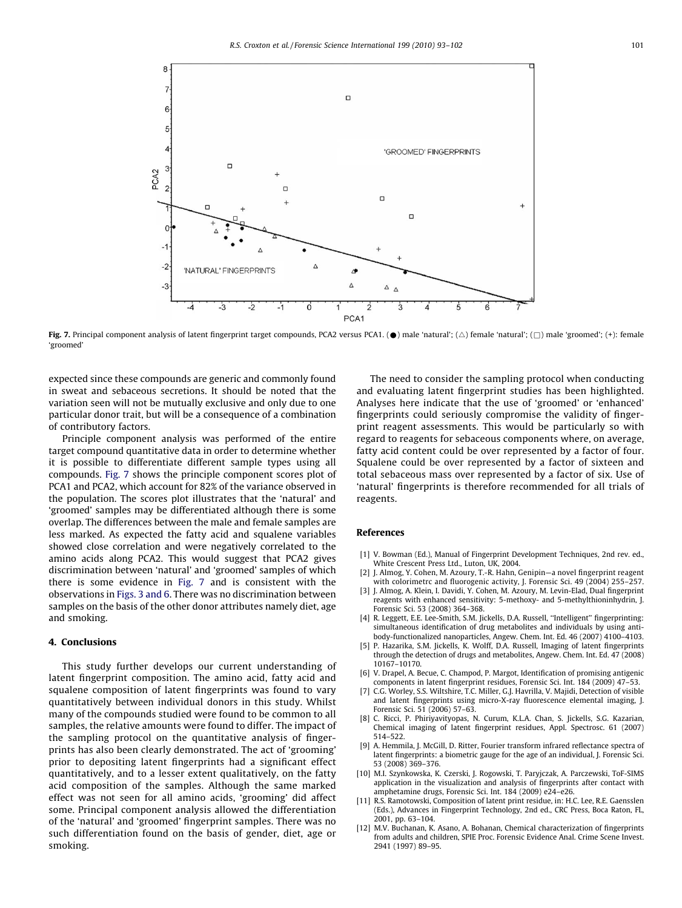8

7

6

5

4

3

2

1

0

-1

-2

-3

PCA2

'GROOMED' FINGERPRINTS

'NATURAL' FINGERPRINTS

-4 -3 -2 -1 0 1 2 3 4 5 6 7

PCA1

**Fig. 7.** Principal component analysis of latent fingerprint target compounds, PCA2 versus PCA1. (●) male 'natural'; (△) female 'natural'; (□) male 'groomed'; (+): female 'groomed'

expected since these compounds are generic and commonly found in sweat and sebaceous secretions. It should be noted that the variation seen will not be mutually exclusive and only due to one particular donor trait, but will be a consequence of a combination of contributory factors.

Principle component analysis was performed of the entire target compound quantitative data in order to determine whether it is possible to differentiate different sample types using all compounds. Fig. 7 shows the principle component scores plot of PCA1 and PCA2, which account for 82% of the variance observed in the population. The scores plot illustrates that the 'natural' and 'groomed' samples may be differentiated although there is some overlap. The differences between the male and female samples are less marked. As expected the fatty acid and squalene variables showed close correlation and were negatively correlated to the amino acids along PCA2. This would suggest that PCA2 gives discrimination between 'natural' and 'groomed' samples of which there is some evidence in Fig. 7 and is consistent with the observations in Figs. 3 and 6. There was no discrimination between samples on the basis of the other donor attributes namely diet, age and smoking.

## 4. Conclusions

This study further develops our current understanding of latent fingerprint composition. The amino acid, fatty acid and squalene composition of latent fingerprints was found to vary quantitatively between individual donors in this study. Whilst many of the compounds studied were found to be common to all samples, the relative amounts were found to differ. The impact of the sampling protocol on the quantitative analysis of fingerprints has also been clearly demonstrated. The act of 'grooming' prior to depositing latent fingerprints had a significant effect quantitatively, and to a lesser extent qualitatively, on the fatty acid composition of the samples. Although the same marked effect was not seen for all amino acids, 'grooming' did affect some. Principal component analysis allowed the differentiation of the 'natural' and 'groomed' fingerprint samples. There was no such differentiation found on the basis of gender, diet, age or smoking.

The need to consider the sampling protocol when conducting and evaluating latent fingerprint studies has been highlighted. Analyses here indicate that the use of 'groomed' or 'enhanced' fingerprints could seriously compromise the validity of fingerprint reagent assessments. This would be particularly so with regard to reagents for sebaceous components where, on average, fatty acid content could be over represented by a factor of four. Squalene could be over represented by a factor of sixteen and total sebaceous mass over represented by a factor of six. Use of 'natural' fingerprints is therefore recommended for all trials of reagents.

## References

[1] V. Bowman (Ed.), Manual of Fingerprint Development Techniques, 2nd rev. ed., White Crescent Press Ltd., Luton, UK, 2004.

[2] J. Almog, Y. Cohen, M. Azoury, T.-R. Hahn, Genipin—a novel fingerprint reagent with colorimetrc and fluorogenic activity, J. Forensic Sci. 49 (2004) 255–257.

[3] J. Almog, A. Klein, I. Davidi, Y. Cohen, M. Azoury, M. Levin-Elad, Dual fingerprint reagents with enhanced sensitivity: 5-methoxy- and 5-methylthioninhydrin, J. Forensic Sci. 53 (2008) 364–368.

[4] R. Leggett, E.E. Lee-Smith, S.M. Jickells, D.A. Russell, "Intelligent" fingerprinting: simultaneous identification of drug metabolites and individuals by using antibody-functionalized nanoparticles, Angew. Chem. Int. Ed. 46 (2007) 4100–4103.

[5] P. Hazarika, S.M. Jickells, K. Wolff, D.A. Russell, Imaging of latent fingerprints through the detection of drugs and metabolites, Angew. Chem. Int. Ed. 47 (2008) 10167–10170.

[6] V. Drapel, A. Becue, C. Champod, P. Margot, Identification of promising antigenic components in latent fingerprint residues, Forensic Sci. Int. 184 (2009) 47–53.

[7] C.G. Worley, S.S. Wiltshire, T.C. Miller, G.J. Havrilla, V. Majidi, Detection of visible and latent fingerprints using micro-X-ray fluorescence elemental imaging, J. Forensic Sci. 51 (2006) 57–63.

[8] C. Ricci, P. Phiriyavityopas, N. Curum, K.L.A. Chan, S. Jickells, S.G. Kazarian, Chemical imaging of latent fingerprint residues, Appl. Spectrosc. 61 (2007) 514–522.

[9] A. Hemmila, J. McGill, D. Ritter, Fourier transform infrared reflectance spectra of latent fingerprints: a biometric gauge for the age of an individual, J. Forensic Sci. 53 (2008) 369–376.

[10] M.I. Szynkowska, K. Czerski, J. Rogowski, T. Paryjczak, A. Parczewski, ToF-SIMS application in the visualization and analysis of fingerprints after contact with amphetamine drugs, Forensic Sci. Int. 184 (2009) e24–e26.

[11] R.S. Ramotowski, Composition of latent print residue, in: H.C. Lee, R.E. Gaensslen (Eds.), Advances in Fingerprint Technology, 2nd ed., CRC Press, Boca Raton, FL, 2001, pp. 63–104.

[12] M.V. Buchanan, K. Asano, A. Bohanan, Chemical characterization of fingerprints from adults and children, SPIE Proc. Forensic Evidence Anal. Crime Scene Invest. 2941 (1997) 89–95.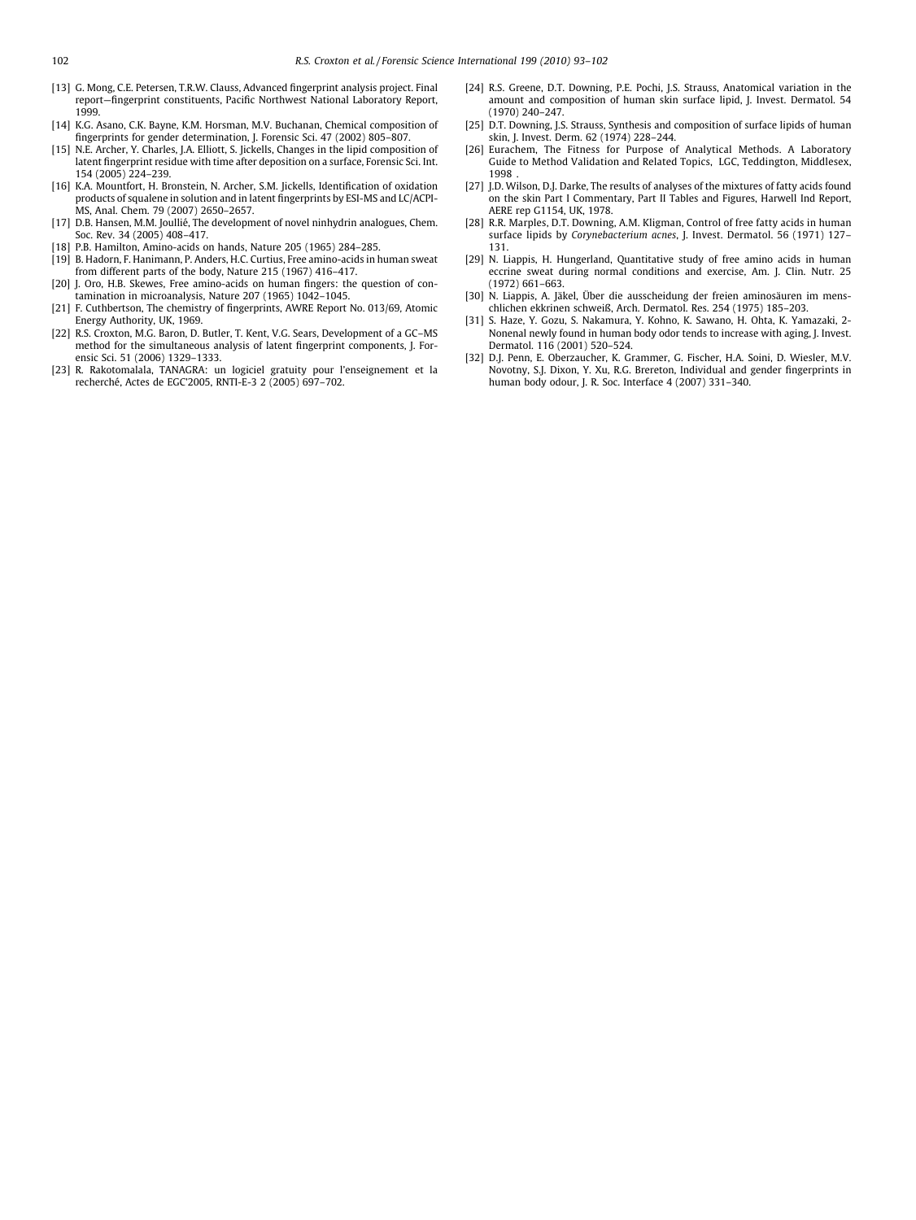[13] G. Mong, C.E. Petersen, T.R.W. Clauss, Advanced fingerprint analysis project. Final report—fingerprint constituents, Pacific Northwest National Laboratory Report, 1999.

[14] K.G. Asano, C.K. Bayne, K.M. Horsman, M.V. Buchanan, Chemical composition of fingerprints for gender determination, J. Forensic Sci. 47 (2002) 805–807.

[15] N.E. Archer, Y. Charles, J.A. Elliott, S. Jickells, Changes in the lipid composition of latent fingerprint residue with time after deposition on a surface, Forensic Sci. Int. 154 (2005) 224–239.

[16] K.A. Mountfort, H. Bronstein, N. Archer, S.M. Jickells, Identification of oxidation products of squalene in solution and in latent fingerprints by ESI-MS and LC/ACPI-MS, Anal. Chem. 79 (2007) 2650–2657.

[17] D.B. Hansen, M.M. Joullié, The development of novel ninhydrin analogues, Chem. Soc. Rev. 34 (2005) 408–417.

[18] P.B. Hamilton, Amino-acids on hands, Nature 205 (1965) 284–285.

[19] B. Hadorn, F. Hanimann, P. Anders, H.C. Curtius, Free amino-acids in human sweat from different parts of the body, Nature 215 (1967) 416–417.

[20] J. Oro, H.B. Skewes, Free amino-acids on human fingers: the question of contamination in microanalysis, Nature 207 (1965) 1042–1045.

[21] F. Cuthbertson, The chemistry of fingerprints, AWRE Report No. 013/69, Atomic Energy Authority, UK, 1969.

[22] R.S. Croxton, M.G. Baron, D. Butler, T. Kent, V.G. Sears, Development of a GC–MS method for the simultaneous analysis of latent fingerprint components, J. Forensic Sci. 51 (2006) 1329–1333.

[23] R. Rakotomalala, TANAGRA: un logiciel gratuity pour l'enseignement et la recherché, Actes de EGC'2005, RNTI-E-3 2 (2005) 697–702.

[24] R.S. Greene, D.T. Downing, P.E. Pochi, J.S. Strauss, Anatomical variation in the amount and composition of human skin surface lipid, J. Invest. Dermatol. 54 (1970) 240–247.

[25] D.T. Downing, J.S. Strauss, Synthesis and composition of surface lipids of human skin, J. Invest. Derm. 62 (1974) 228–244.

[26] Eurachem, The Fitness for Purpose of Analytical Methods. A Laboratory Guide to Method Validation and Related Topics, LGC, Teddington, Middlesex, 1998 .

[27] J.D. Wilson, D.J. Darke, The results of analyses of the mixtures of fatty acids found on the skin Part I Commentary, Part II Tables and Figures, Harwell Ind Report, AERE rep G1154, UK, 1978.

[28] R.R. Marples, D.T. Downing, A.M. Kligman, Control of free fatty acids in human surface lipids by *Corynebacterium acnes*, J. Invest. Dermatol. 56 (1971) 127–131.

[29] N. Liappis, H. Hungerland, Quantitative study of free amino acids in human eccrine sweat during normal conditions and exercise, Am. J. Clin. Nutr. 25 (1972) 661–663.

[30] N. Liappis, A. Jäkel, Über die ausscheidung der freien aminosäuren im menschlichen ekkrinen schweiß, Arch. Dermatol. Res. 254 (1975) 185–203.

[31] S. Haze, Y. Gozu, S. Nakamura, Y. Kohno, K. Sawano, H. Ohta, K. Yamazaki, 2-Nonenal newly found in human body odor tends to increase with aging, J. Invest. Dermatol. 116 (2001) 520–524.

[32] D.J. Penn, E. Oberzaucher, K. Grammer, G. Fischer, H.A. Soini, D. Wiesler, M.V. Novotny, S.J. Dixon, Y. Xu, R.G. Brereton, Individual and gender fingerprints in human body odour, J. R. Soc. Interface 4 (2007) 331–340.